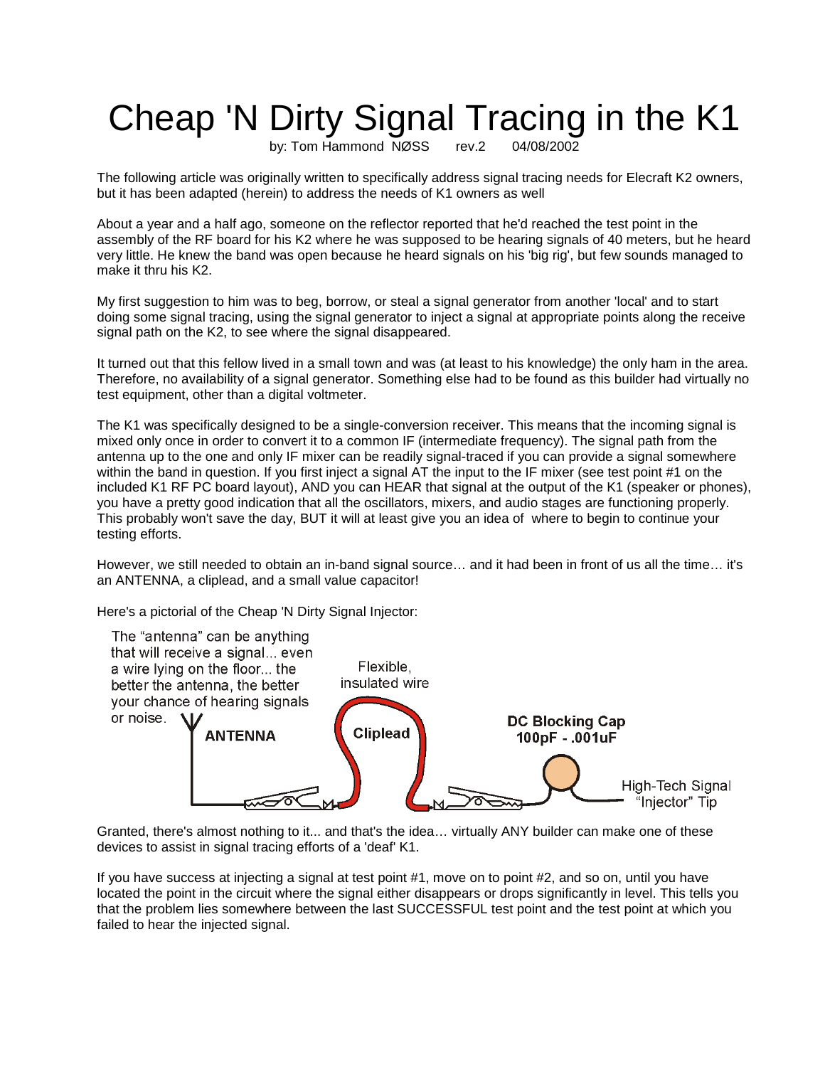# Cheap 'N Dirty Signal Tracing in the K1

by: Tom Hammond NØSS rev.2 04/08/2002

The following article was originally written to specifically address signal tracing needs for Elecraft K2 owners, but it has been adapted (herein) to address the needs of K1 owners as well

About a year and a half ago, someone on the reflector reported that he'd reached the test point in the assembly of the RF board for his K2 where he was supposed to be hearing signals of 40 meters, but he heard very little. He knew the band was open because he heard signals on his 'big rig', but few sounds managed to make it thru his K2.

My first suggestion to him was to beg, borrow, or steal a signal generator from another 'local' and to start doing some signal tracing, using the signal generator to inject a signal at appropriate points along the receive signal path on the K2, to see where the signal disappeared.

It turned out that this fellow lived in a small town and was (at least to his knowledge) the only ham in the area. Therefore, no availability of a signal generator. Something else had to be found as this builder had virtually no test equipment, other than a digital voltmeter.

The K1 was specifically designed to be a single-conversion receiver. This means that the incoming signal is mixed only once in order to convert it to a common IF (intermediate frequency). The signal path from the antenna up to the one and only IF mixer can be readily signal-traced if you can provide a signal somewhere within the band in question. If you first inject a signal AT the input to the IF mixer (see test point #1 on the included K1 RF PC board layout), AND you can HEAR that signal at the output of the K1 (speaker or phones), you have a pretty good indication that all the oscillators, mixers, and audio stages are functioning properly. This probably won't save the day, BUT it will at least give you an idea of where to begin to continue your testing efforts.

However, we still needed to obtain an in-band signal source… and it had been in front of us all the time… it's an ANTENNA, a cliplead, and a small value capacitor!

Here's a pictorial of the Cheap 'N Dirty Signal Injector:

The "antenna" can be anything that will receive a signal... even a wire lying on the floor... the better the antenna, the better your chance of hearing signals or noise.

**ANTENNA**

Flexible, insulated wire

**Cliplead**

**DC Blocking Cap 100pF - .001uF**

High-Tech Signal "Injector" Tip

Granted, there's almost nothing to it... and that's the idea… virtually ANY builder can make one of these devices to assist in signal tracing efforts of a 'deaf' K1.

If you have success at injecting a signal at test point #1, move on to point #2, and so on, until you have located the point in the circuit where the signal either disappears or drops significantly in level. This tells you that the problem lies somewhere between the last SUCCESSFUL test point and the test point at which you failed to hear the injected signal.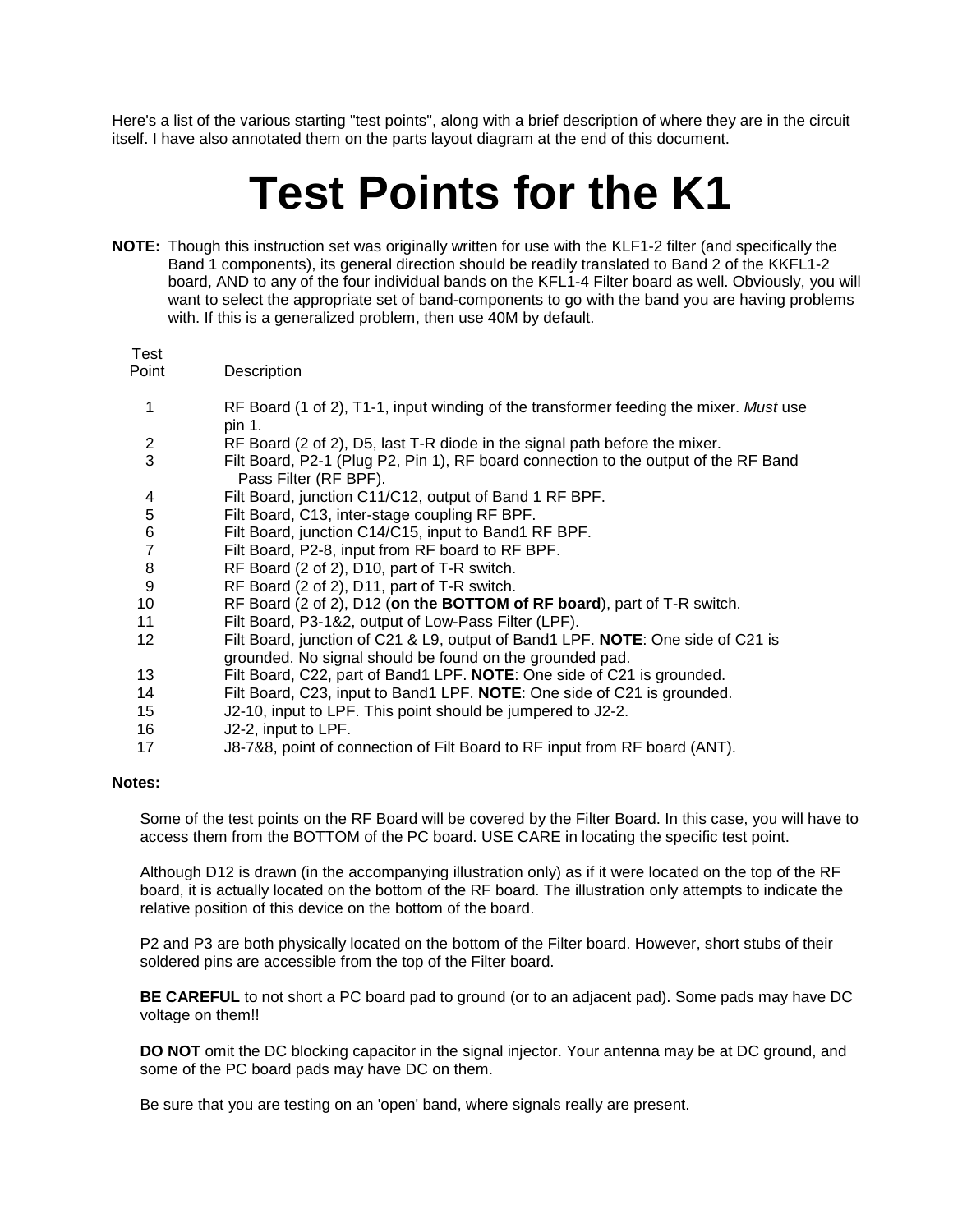Here's a list of the various starting "test points", along with a brief description of where they are in the circuit itself. I have also annotated them on the parts layout diagram at the end of this document.

# Test Points for the K1

**NOTE:** Though this instruction set was originally written for use with the KLF1-2 filter (and specifically the Band 1 components), its general direction should be readily translated to Band 2 of the KKFL1-2 board, AND to any of the four individual bands on the KFL1-4 Filter board as well. Obviously, you will want to select the appropriate set of band-components to go with the band you are having problems with. If this is a generalized problem, then use 40M by default.

| Test Point | Description |
|---|---|
| 1 | RF Board (1 of 2), T1-1, input winding of the transformer feeding the mixer. *Must* use pin 1. |
| 2 | RF Board (2 of 2), D5, last T-R diode in the signal path before the mixer. |
| 3 | Filt Board, P2-1 (Plug P2, Pin 1), RF board connection to the output of the RF Band Pass Filter (RF BPF). |
| 4 | Filt Board, junction C11/C12, output of Band 1 RF BPF. |
| 5 | Filt Board, C13, inter-stage coupling RF BPF. |
| 6 | Filt Board, junction C14/C15, input to Band1 RF BPF. |
| 7 | Filt Board, P2-8, input from RF board to RF BPF. |
| 8 | RF Board (2 of 2), D10, part of T-R switch. |
| 9 | RF Board (2 of 2), D11, part of T-R switch. |
| 10 | RF Board (2 of 2), D12 (**on the BOTTOM of RF board**), part of T-R switch. |
| 11 | Filt Board, P3-1&2, output of Low-Pass Filter (LPF). |
| 12 | Filt Board, junction of C21 & L9, output of Band1 LPF. **NOTE**: One side of C21 is grounded. No signal should be found on the grounded pad. |
| 13 | Filt Board, C22, part of Band1 LPF. **NOTE**: One side of C21 is grounded. |
| 14 | Filt Board, C23, input to Band1 LPF. **NOTE**: One side of C21 is grounded. |
| 15 | J2-10, input to LPF. This point should be jumpered to J2-2. |
| 16 | J2-2, input to LPF. |
| 17 | J8-7&8, point of connection of Filt Board to RF input from RF board (ANT). |

**Notes:**

Some of the test points on the RF Board will be covered by the Filter Board. In this case, you will have to access them from the BOTTOM of the PC board. USE CARE in locating the specific test point.

Although D12 is drawn (in the accompanying illustration only) as if it were located on the top of the RF board, it is actually located on the bottom of the RF board. The illustration only attempts to indicate the relative position of this device on the bottom of the board.

P2 and P3 are both physically located on the bottom of the Filter board. However, short stubs of their soldered pins are accessible from the top of the Filter board.

**BE CAREFUL** to not short a PC board pad to ground (or to an adjacent pad). Some pads may have DC voltage on them!!

**DO NOT** omit the DC blocking capacitor in the signal injector. Your antenna may be at DC ground, and some of the PC board pads may have DC on them.

Be sure that you are testing on an 'open' band, where signals really are present.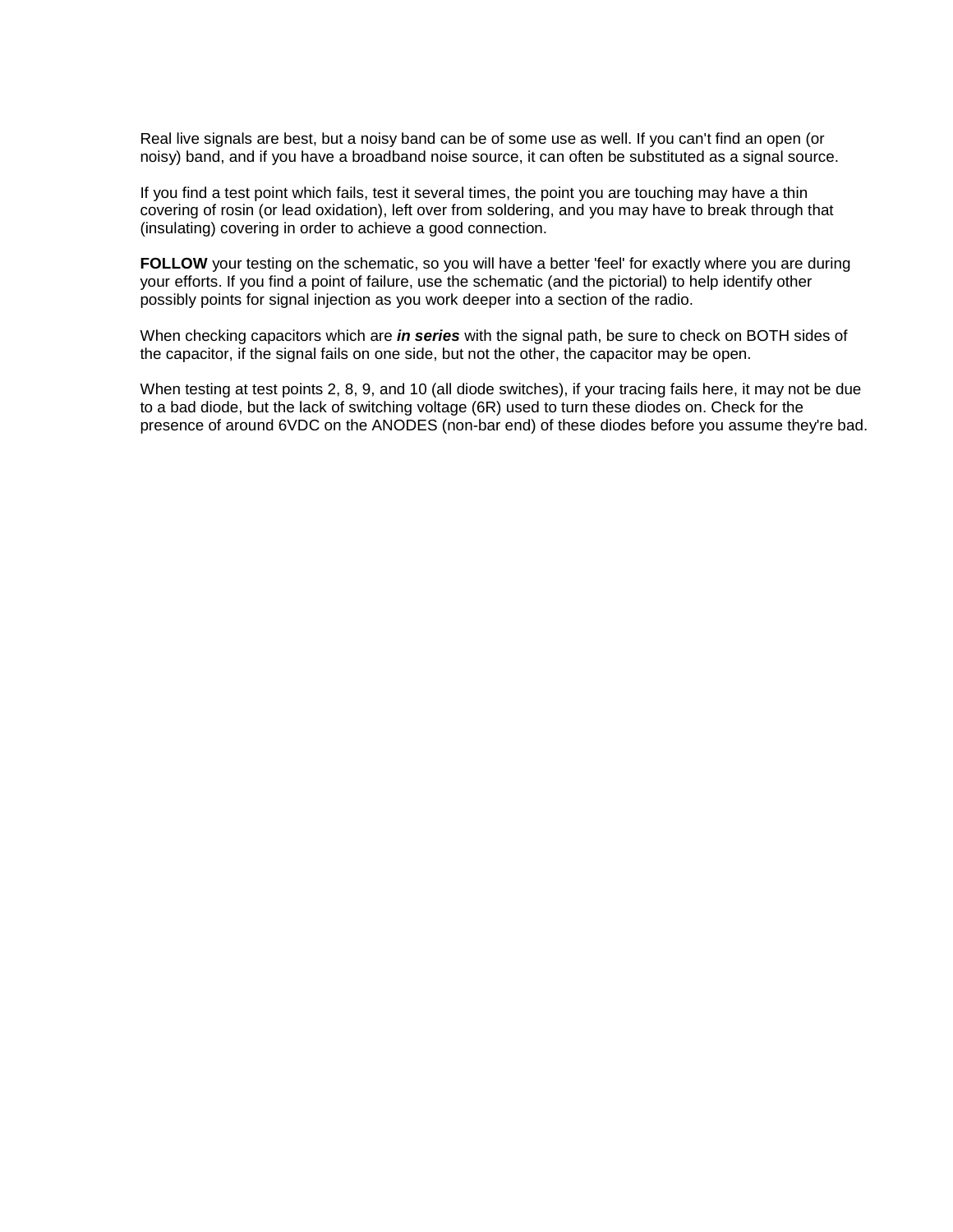Real live signals are best, but a noisy band can be of some use as well. If you can't find an open (or noisy) band, and if you have a broadband noise source, it can often be substituted as a signal source.

If you find a test point which fails, test it several times, the point you are touching may have a thin covering of rosin (or lead oxidation), left over from soldering, and you may have to break through that (insulating) covering in order to achieve a good connection.

**FOLLOW** your testing on the schematic, so you will have a better 'feel' for exactly where you are during your efforts. If you find a point of failure, use the schematic (and the pictorial) to help identify other possibly points for signal injection as you work deeper into a section of the radio.

When checking capacitors which are ***in series*** with the signal path, be sure to check on BOTH sides of the capacitor, if the signal fails on one side, but not the other, the capacitor may be open.

When testing at test points 2, 8, 9, and 10 (all diode switches), if your tracing fails here, it may not be due to a bad diode, but the lack of switching voltage (6R) used to turn these diodes on. Check for the presence of around 6VDC on the ANODES (non-bar end) of these diodes before you assume they're bad.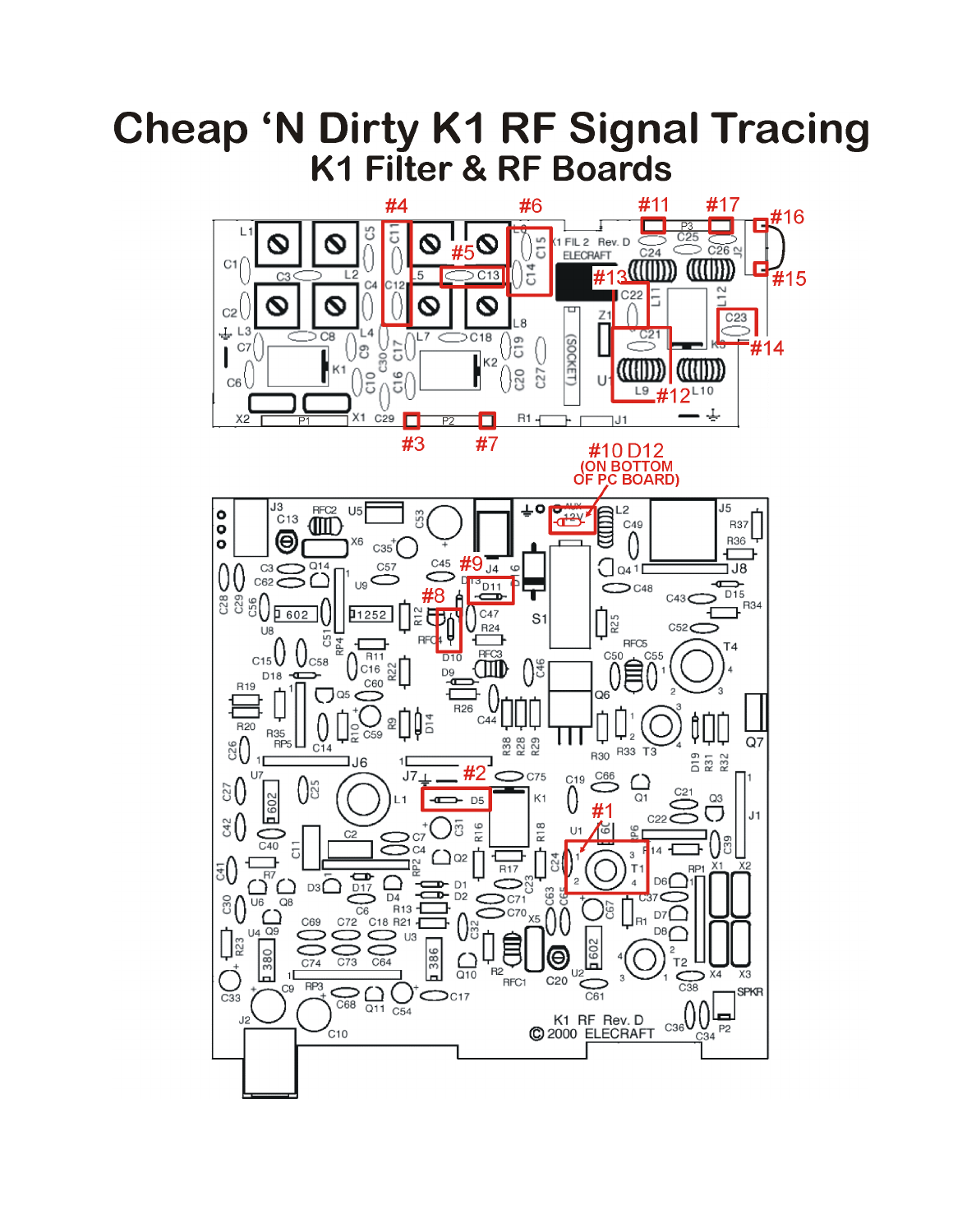# Cheap 'N Dirty K1 RF Signal Tracing

## K1 Filter & RF Boards

#4 #6 #11 #17 #16 #5 #15 #13 #14 #12 #3 #7

#10 D12
(ON BOTTOM OF PC BOARD)

#9 #8 #2 #1